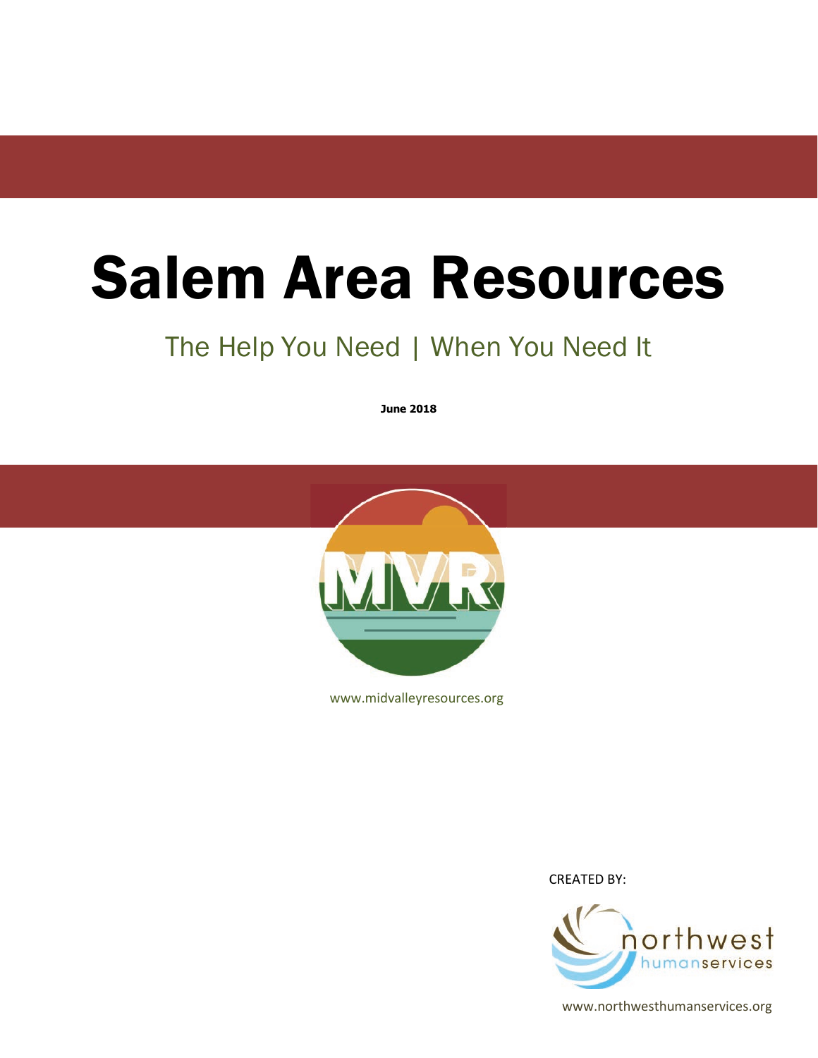# Salem Area Resources

## The Help You Need | When You Need It

**June 2018**

MVR

www.midvalleyresources.org

CREATED BY:

northwest humanservices

www.northwesthumanservices.org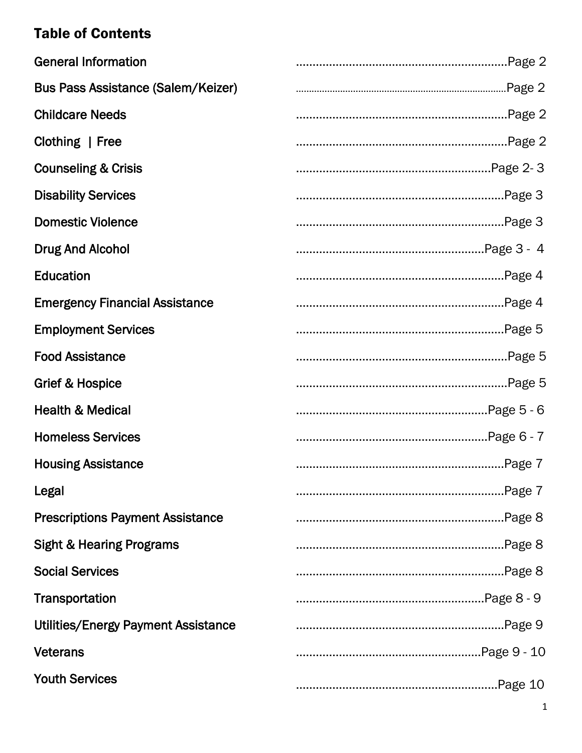## Table of Contents

| Section | Page |
| --- | --- |
| General Information | Page 2 |
| Bus Pass Assistance (Salem/Keizer) | Page 2 |
| Childcare Needs | Page 2 |
| Clothing \| Free | Page 2 |
| Counseling & Crisis | Page 2- 3 |
| Disability Services | Page 3 |
| Domestic Violence | Page 3 |
| Drug And Alcohol | Page 3 - 4 |
| Education | Page 4 |
| Emergency Financial Assistance | Page 4 |
| Employment Services | Page 5 |
| Food Assistance | Page 5 |
| Grief & Hospice | Page 5 |
| Health & Medical | Page 5 - 6 |
| Homeless Services | Page 6 - 7 |
| Housing Assistance | Page 7 |
| Legal | Page 7 |
| Prescriptions Payment Assistance | Page 8 |
| Sight & Hearing Programs | Page 8 |
| Social Services | Page 8 |
| Transportation | Page 8 - 9 |
| Utilities/Energy Payment Assistance | Page 9 |
| Veterans | Page 9 - 10 |
| Youth Services | Page 10 |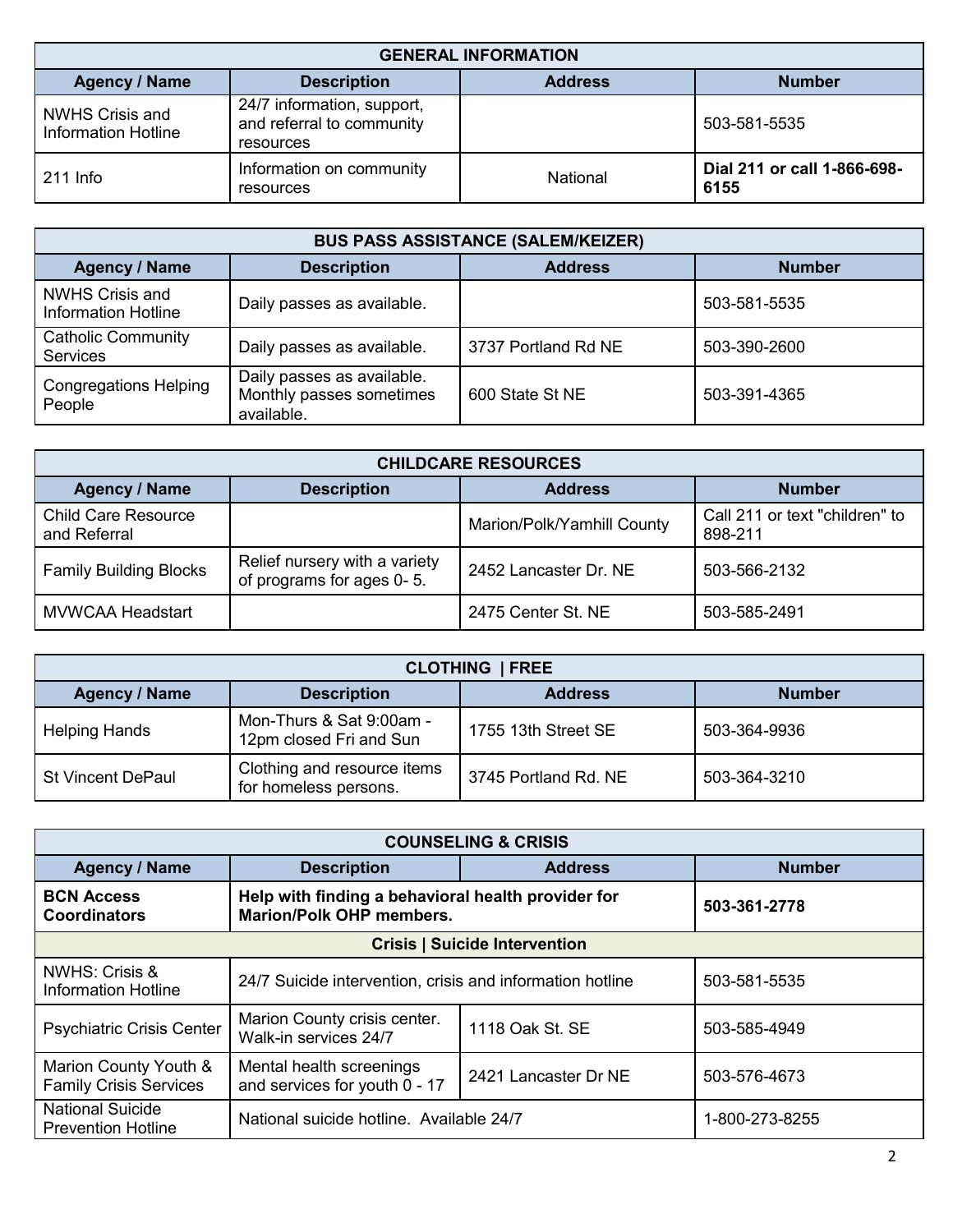| GENERAL INFORMATION | | | |
|---|---|---|---|
| **Agency / Name** | **Description** | **Address** | **Number** |
| NWHS Crisis and Information Hotline | 24/7 information, support, and referral to community resources | | 503-581-5535 |
| 211 Info | Information on community resources | National | **Dial 211 or call 1-866-698-6155** |

| BUS PASS ASSISTANCE (SALEM/KEIZER) | | | |
|---|---|---|---|
| **Agency / Name** | **Description** | **Address** | **Number** |
| NWHS Crisis and Information Hotline | Daily passes as available. | | 503-581-5535 |
| Catholic Community Services | Daily passes as available. | 3737 Portland Rd NE | 503-390-2600 |
| Congregations Helping People | Daily passes as available. Monthly passes sometimes available. | 600 State St NE | 503-391-4365 |

| CHILDCARE RESOURCES | | | |
|---|---|---|---|
| **Agency / Name** | **Description** | **Address** | **Number** |
| Child Care Resource and Referral | | Marion/Polk/Yamhill County | Call 211 or text "children" to 898-211 |
| Family Building Blocks | Relief nursery with a variety of programs for ages 0- 5. | 2452 Lancaster Dr. NE | 503-566-2132 |
| MVWCAA Headstart | | 2475 Center St. NE | 503-585-2491 |

| CLOTHING \| FREE | | | |
|---|---|---|---|
| **Agency / Name** | **Description** | **Address** | **Number** |
| Helping Hands | Mon-Thurs & Sat 9:00am - 12pm closed Fri and Sun | 1755 13th Street SE | 503-364-9936 |
| St Vincent DePaul | Clothing and resource items for homeless persons. | 3745 Portland Rd. NE | 503-364-3210 |

| COUNSELING & CRISIS | | | |
|---|---|---|---|
| **Agency / Name** | **Description** | **Address** | **Number** |
| **BCN Access Coordinators** | **Help with finding a behavioral health provider for Marion/Polk OHP members.** | | **503-361-2778** |
| **Crisis \| Suicide Intervention** | | | |
| NWHS: Crisis & Information Hotline | 24/7 Suicide intervention, crisis and information hotline | | 503-581-5535 |
| Psychiatric Crisis Center | Marion County crisis center. Walk-in services 24/7 | 1118 Oak St. SE | 503-585-4949 |
| Marion County Youth & Family Crisis Services | Mental health screenings and services for youth 0 - 17 | 2421 Lancaster Dr NE | 503-576-4673 |
| National Suicide Prevention Hotline | National suicide hotline. Available 24/7 | | 1-800-273-8255 |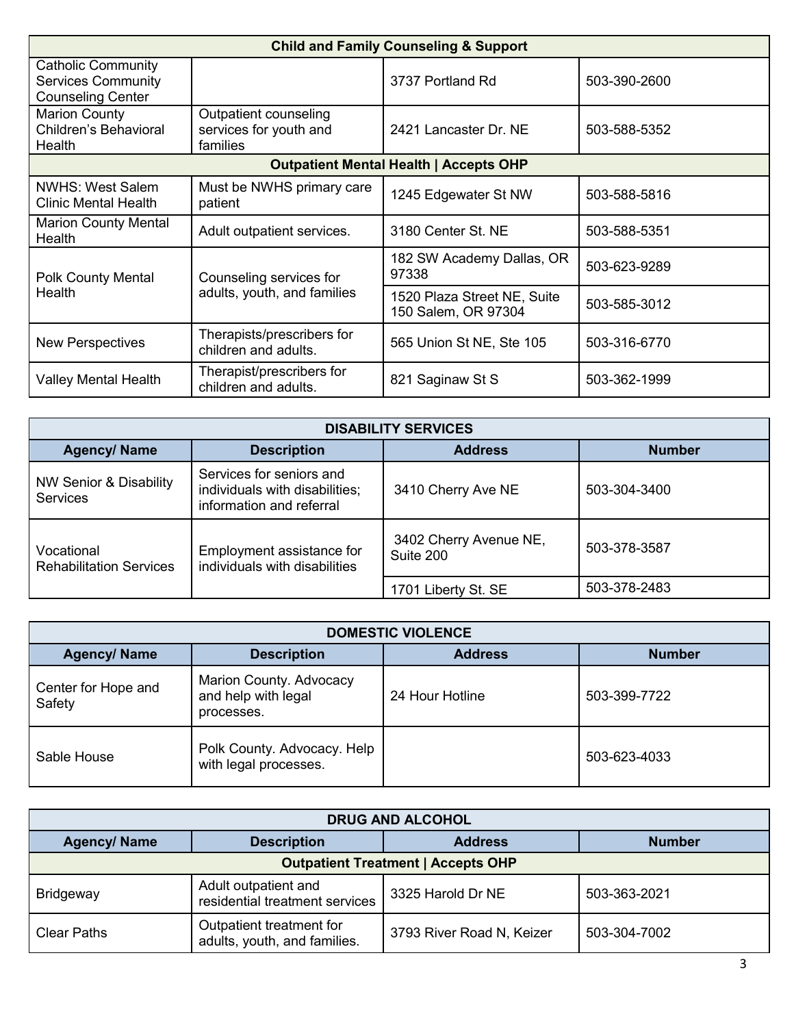| Child and Family Counseling & Support | | | |
|---|---|---|---|
| Catholic Community Services Community Counseling Center | | 3737 Portland Rd | 503-390-2600 |
| Marion County Children's Behavioral Health | Outpatient counseling services for youth and families | 2421 Lancaster Dr. NE | 503-588-5352 |
| **Outpatient Mental Health \| Accepts OHP** | | | |
| NWHS: West Salem Clinic Mental Health | Must be NWHS primary care patient | 1245 Edgewater St NW | 503-588-5816 |
| Marion County Mental Health | Adult outpatient services. | 3180 Center St. NE | 503-588-5351 |
| Polk County Mental Health | Counseling services for adults, youth, and families | 182 SW Academy Dallas, OR 97338 | 503-623-9289 |
| | | 1520 Plaza Street NE, Suite 150 Salem, OR 97304 | 503-585-3012 |
| New Perspectives | Therapists/prescribers for children and adults. | 565 Union St NE, Ste 105 | 503-316-6770 |
| Valley Mental Health | Therapist/prescribers for children and adults. | 821 Saginaw St S | 503-362-1999 |

| DISABILITY SERVICES | | | |
|---|---|---|---|
| **Agency/ Name** | **Description** | **Address** | **Number** |
| NW Senior & Disability Services | Services for seniors and individuals with disabilities; information and referral | 3410 Cherry Ave NE | 503-304-3400 |
| Vocational Rehabilitation Services | Employment assistance for individuals with disabilities | 3402 Cherry Avenue NE, Suite 200 | 503-378-3587 |
| | | 1701 Liberty St. SE | 503-378-2483 |

| DOMESTIC VIOLENCE | | | |
|---|---|---|---|
| **Agency/ Name** | **Description** | **Address** | **Number** |
| Center for Hope and Safety | Marion County. Advocacy and help with legal processes. | 24 Hour Hotline | 503-399-7722 |
| Sable House | Polk County. Advocacy. Help with legal processes. | | 503-623-4033 |

| DRUG AND ALCOHOL | | | |
|---|---|---|---|
| **Agency/ Name** | **Description** | **Address** | **Number** |
| **Outpatient Treatment \| Accepts OHP** | | | |
| Bridgeway | Adult outpatient and residential treatment services | 3325 Harold Dr NE | 503-363-2021 |
| Clear Paths | Outpatient treatment for adults, youth, and families. | 3793 River Road N, Keizer | 503-304-7002 |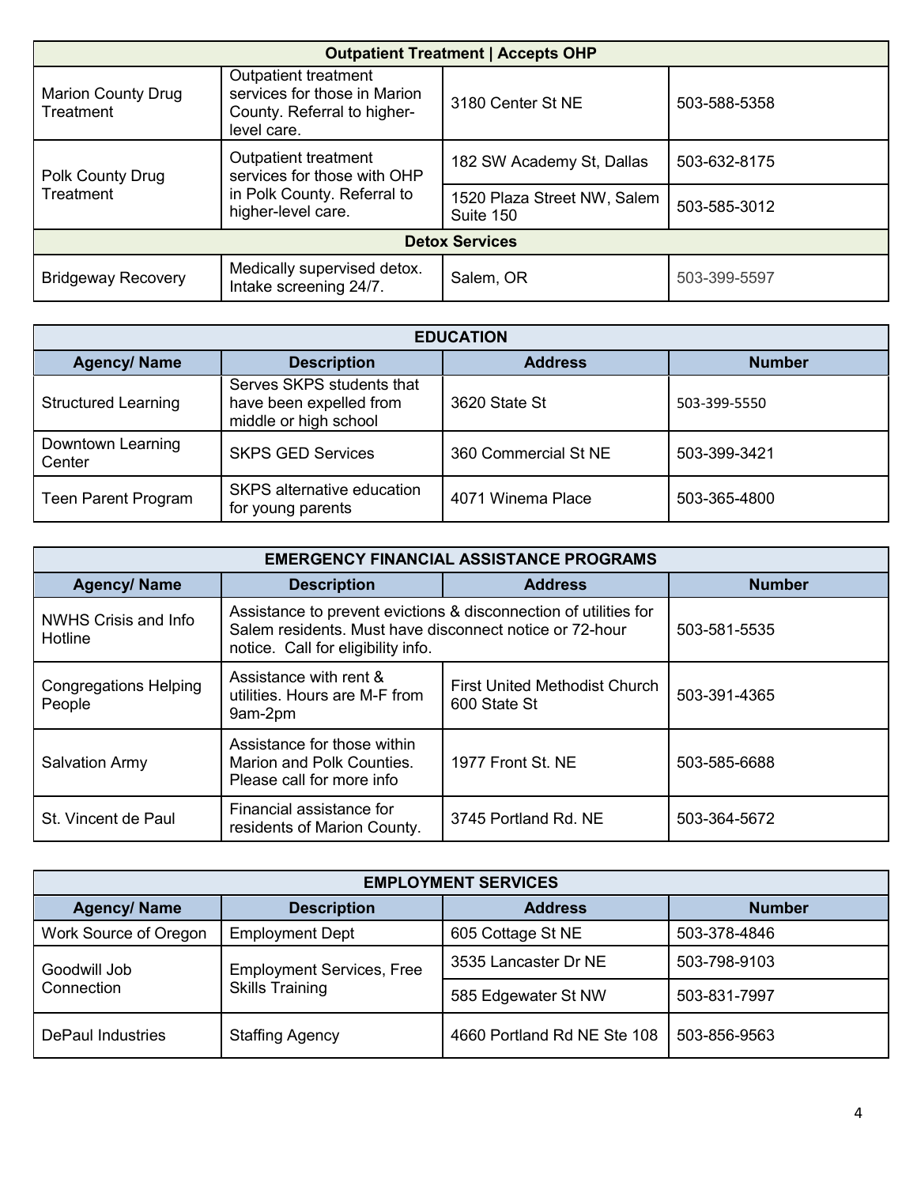| Outpatient Treatment \| Accepts OHP | | | |
|---|---|---|---|
| Marion County Drug Treatment | Outpatient treatment services for those in Marion County. Referral to higher-level care. | 3180 Center St NE | 503-588-5358 |
| Polk County Drug Treatment | Outpatient treatment services for those with OHP in Polk County. Referral to higher-level care. | 182 SW Academy St, Dallas | 503-632-8175 |
| | | 1520 Plaza Street NW, Salem Suite 150 | 503-585-3012 |
| **Detox Services** | | | |
| Bridgeway Recovery | Medically supervised detox. Intake screening 24/7. | Salem, OR | 503-399-5597 |

| EDUCATION | | | |
|---|---|---|---|
| **Agency/ Name** | **Description** | **Address** | **Number** |
| Structured Learning | Serves SKPS students that have been expelled from middle or high school | 3620 State St | 503-399-5550 |
| Downtown Learning Center | SKPS GED Services | 360 Commercial St NE | 503-399-3421 |
| Teen Parent Program | SKPS alternative education for young parents | 4071 Winema Place | 503-365-4800 |

| EMERGENCY FINANCIAL ASSISTANCE PROGRAMS | | | |
|---|---|---|---|
| **Agency/ Name** | **Description** | **Address** | **Number** |
| NWHS Crisis and Info Hotline | Assistance to prevent evictions & disconnection of utilities for Salem residents. Must have disconnect notice or 72-hour notice. Call for eligibility info. | | 503-581-5535 |
| Congregations Helping People | Assistance with rent & utilities. Hours are M-F from 9am-2pm | First United Methodist Church 600 State St | 503-391-4365 |
| Salvation Army | Assistance for those within Marion and Polk Counties. Please call for more info | 1977 Front St. NE | 503-585-6688 |
| St. Vincent de Paul | Financial assistance for residents of Marion County. | 3745 Portland Rd. NE | 503-364-5672 |

| EMPLOYMENT SERVICES | | | |
|---|---|---|---|
| **Agency/ Name** | **Description** | **Address** | **Number** |
| Work Source of Oregon | Employment Dept | 605 Cottage St NE | 503-378-4846 |
| Goodwill Job Connection | Employment Services, Free Skills Training | 3535 Lancaster Dr NE | 503-798-9103 |
| | | 585 Edgewater St NW | 503-831-7997 |
| DePaul Industries | Staffing Agency | 4660 Portland Rd NE Ste 108 | 503-856-9563 |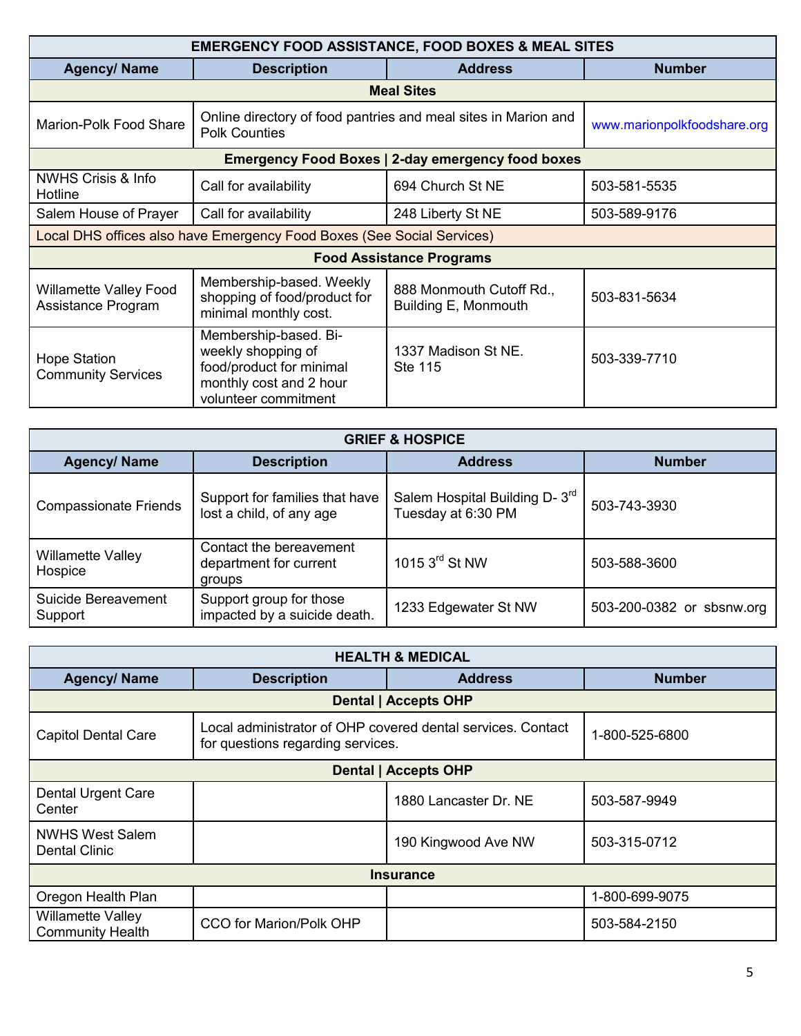| EMERGENCY FOOD ASSISTANCE, FOOD BOXES & MEAL SITES | | | |
|---|---|---|---|
| **Agency/ Name** | **Description** | **Address** | **Number** |
| **Meal Sites** | | | |
| Marion-Polk Food Share | Online directory of food pantries and meal sites in Marion and Polk Counties | | www.marionpolkfoodshare.org |
| **Emergency Food Boxes \| 2-day emergency food boxes** | | | |
| NWHS Crisis & Info Hotline | Call for availability | 694 Church St NE | 503-581-5535 |
| Salem House of Prayer | Call for availability | 248 Liberty St NE | 503-589-9176 |
| Local DHS offices also have Emergency Food Boxes (See Social Services) | | | |
| **Food Assistance Programs** | | | |
| Willamette Valley Food Assistance Program | Membership-based. Weekly shopping of food/product for minimal monthly cost. | 888 Monmouth Cutoff Rd., Building E, Monmouth | 503-831-5634 |
| Hope Station Community Services | Membership-based. Bi-weekly shopping of food/product for minimal monthly cost and 2 hour volunteer commitment | 1337 Madison St NE. Ste 115 | 503-339-7710 |

| GRIEF & HOSPICE | | | |
|---|---|---|---|
| **Agency/ Name** | **Description** | **Address** | **Number** |
| Compassionate Friends | Support for families that have lost a child, of any age | Salem Hospital Building D- 3rd Tuesday at 6:30 PM | 503-743-3930 |
| Willamette Valley Hospice | Contact the bereavement department for current groups | 1015 3rd St NW | 503-588-3600 |
| Suicide Bereavement Support | Support group for those impacted by a suicide death. | 1233 Edgewater St NW | 503-200-0382 or sbsnw.org |

| HEALTH & MEDICAL | | | |
|---|---|---|---|
| **Agency/ Name** | **Description** | **Address** | **Number** |
| **Dental \| Accepts OHP** | | | |
| Capitol Dental Care | Local administrator of OHP covered dental services. Contact for questions regarding services. | | 1-800-525-6800 |
| **Dental \| Accepts OHP** | | | |
| Dental Urgent Care Center | | 1880 Lancaster Dr. NE | 503-587-9949 |
| NWHS West Salem Dental Clinic | | 190 Kingwood Ave NW | 503-315-0712 |
| **Insurance** | | | |
| Oregon Health Plan | | | 1-800-699-9075 |
| Willamette Valley Community Health | CCO for Marion/Polk OHP | | 503-584-2150 |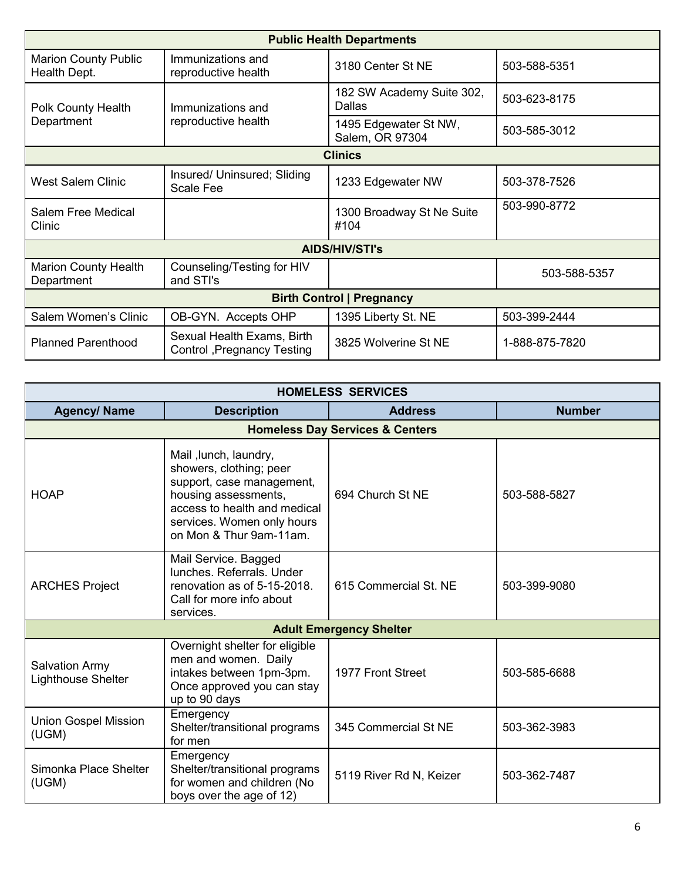| Public Health Departments | | | |
|---|---|---|---|
| Marion County Public Health Dept. | Immunizations and reproductive health | 3180 Center St NE | 503-588-5351 |
| Polk County Health Department | Immunizations and reproductive health | 182 SW Academy Suite 302, Dallas | 503-623-8175 |
| | | 1495 Edgewater St NW, Salem, OR 97304 | 503-585-3012 |
| **Clinics** | | | |
| West Salem Clinic | Insured/ Uninsured; Sliding Scale Fee | 1233 Edgewater NW | 503-378-7526 |
| Salem Free Medical Clinic | | 1300 Broadway St Ne Suite #104 | 503-990-8772 |
| **AIDS/HIV/STI's** | | | |
| Marion County Health Department | Counseling/Testing for HIV and STI's | | 503-588-5357 |
| **Birth Control \| Pregnancy** | | | |
| Salem Women's Clinic | OB-GYN. Accepts OHP | 1395 Liberty St. NE | 503-399-2444 |
| Planned Parenthood | Sexual Health Exams, Birth Control ,Pregnancy Testing | 3825 Wolverine St NE | 1-888-875-7820 |

| HOMELESS SERVICES | | | |
|---|---|---|---|
| **Agency/ Name** | **Description** | **Address** | **Number** |
| **Homeless Day Services & Centers** | | | |
| HOAP | Mail ,lunch, laundry, showers, clothing; peer support, case management, housing assessments, access to health and medical services. Women only hours on Mon & Thur 9am-11am. | 694 Church St NE | 503-588-5827 |
| ARCHES Project | Mail Service. Bagged lunches. Referrals. Under renovation as of 5-15-2018. Call for more info about services. | 615 Commercial St. NE | 503-399-9080 |
| **Adult Emergency Shelter** | | | |
| Salvation Army Lighthouse Shelter | Overnight shelter for eligible men and women. Daily intakes between 1pm-3pm. Once approved you can stay up to 90 days | 1977 Front Street | 503-585-6688 |
| Union Gospel Mission (UGM) | Emergency Shelter/transitional programs for men | 345 Commercial St NE | 503-362-3983 |
| Simonka Place Shelter (UGM) | Emergency Shelter/transitional programs for women and children (No boys over the age of 12) | 5119 River Rd N, Keizer | 503-362-7487 |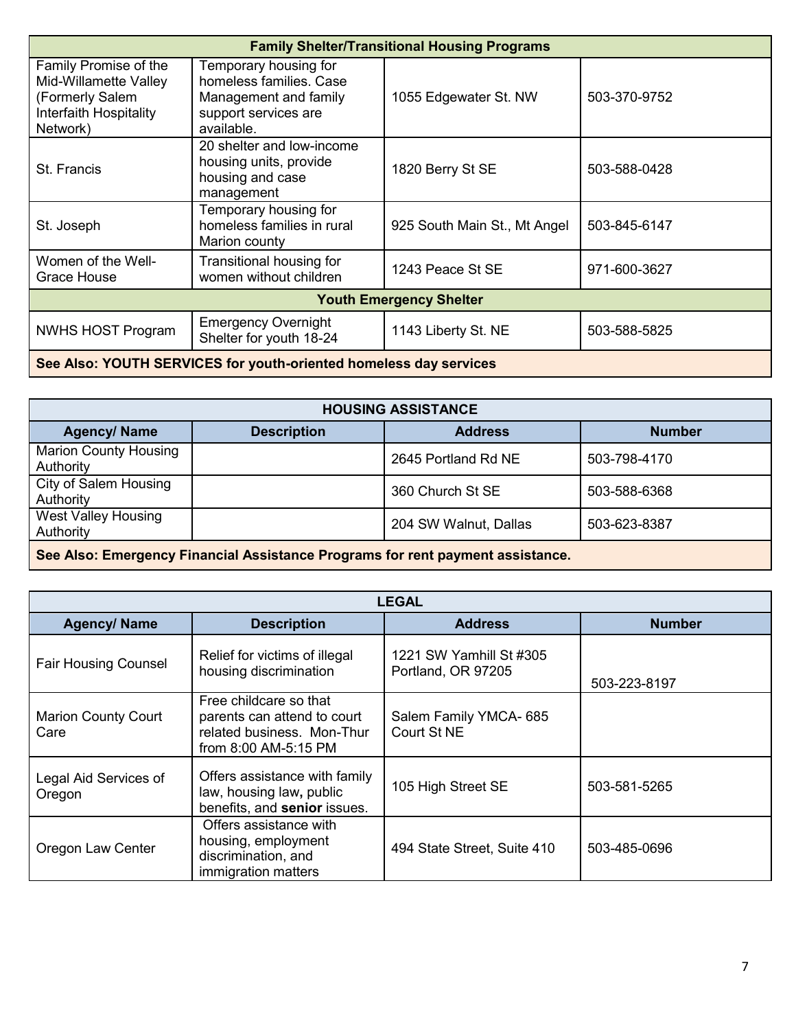| Family Shelter/Transitional Housing Programs | | | |
|---|---|---|---|
| Family Promise of the Mid-Willamette Valley (Formerly Salem Interfaith Hospitality Network) | Temporary housing for homeless families. Case Management and family support services are available. | 1055 Edgewater St. NW | 503-370-9752 |
| St. Francis | 20 shelter and low-income housing units, provide housing and case management | 1820 Berry St SE | 503-588-0428 |
| St. Joseph | Temporary housing for homeless families in rural Marion county | 925 South Main St., Mt Angel | 503-845-6147 |
| Women of the Well-Grace House | Transitional housing for women without children | 1243 Peace St SE | 971-600-3627 |
| **Youth Emergency Shelter** | | | |
| NWHS HOST Program | Emergency Overnight Shelter for youth 18-24 | 1143 Liberty St. NE | 503-588-5825 |
| **See Also: YOUTH SERVICES for youth-oriented homeless day services** | | | |

| HOUSING ASSISTANCE | | | |
|---|---|---|---|
| **Agency/ Name** | **Description** | **Address** | **Number** |
| Marion County Housing Authority | | 2645 Portland Rd NE | 503-798-4170 |
| City of Salem Housing Authority | | 360 Church St SE | 503-588-6368 |
| West Valley Housing Authority | | 204 SW Walnut, Dallas | 503-623-8387 |
| **See Also: Emergency Financial Assistance Programs for rent payment assistance.** | | | |

| LEGAL | | | |
|---|---|---|---|
| **Agency/ Name** | **Description** | **Address** | **Number** |
| Fair Housing Counsel | Relief for victims of illegal housing discrimination | 1221 SW Yamhill St #305 Portland, OR 97205 | 503-223-8197 |
| Marion County Court Care | Free childcare so that parents can attend to court related business. Mon-Thur from 8:00 AM-5:15 PM | Salem Family YMCA- 685 Court St NE | |
| Legal Aid Services of Oregon | Offers assistance with family law, housing law, public benefits, and **senior** issues. | 105 High Street SE | 503-581-5265 |
| Oregon Law Center | Offers assistance with housing, employment discrimination, and immigration matters | 494 State Street, Suite 410 | 503-485-0696 |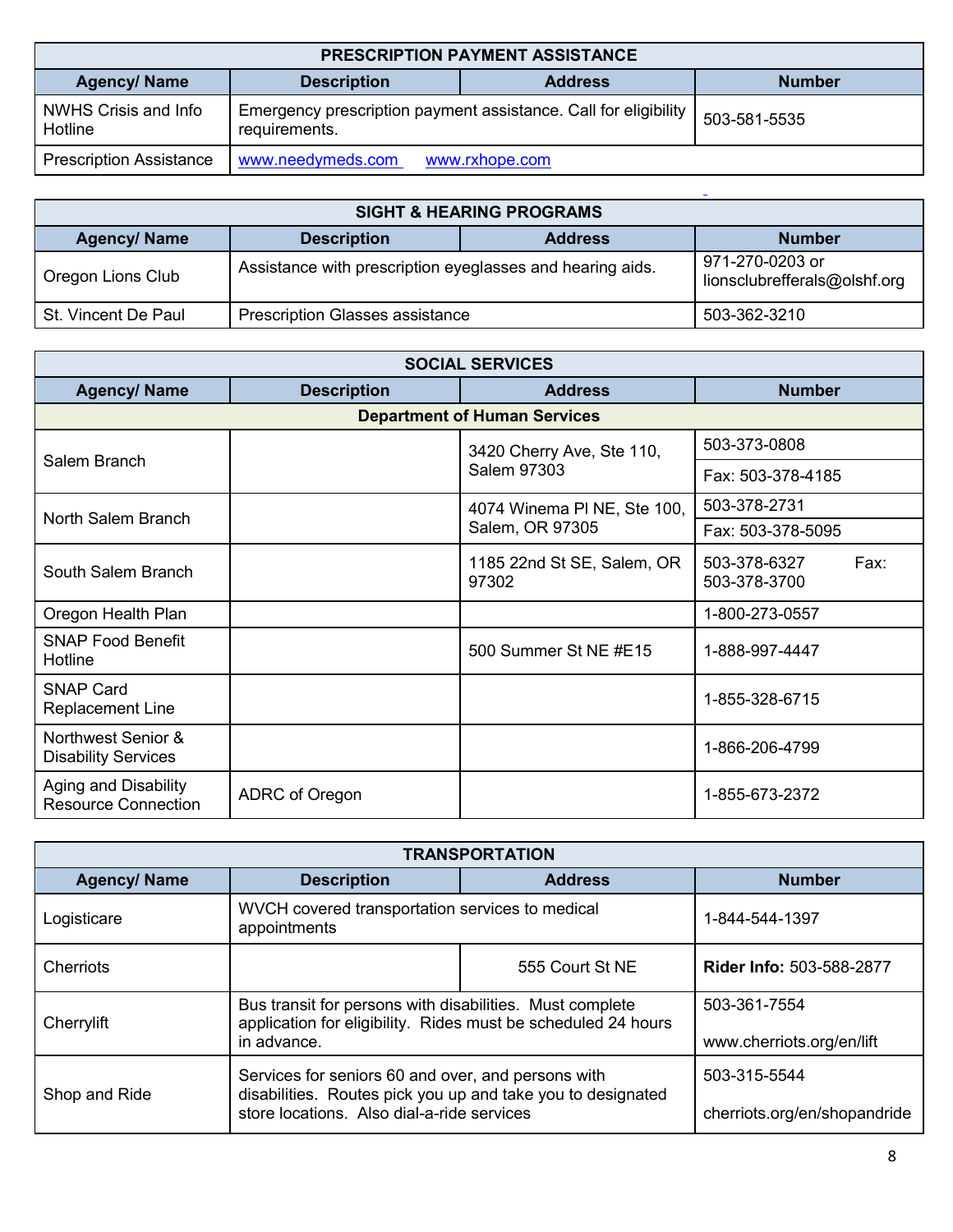| PRESCRIPTION PAYMENT ASSISTANCE | | | |
|---|---|---|---|
| **Agency/ Name** | **Description** | **Address** | **Number** |
| NWHS Crisis and Info Hotline | Emergency prescription payment assistance. Call for eligibility requirements. | | 503-581-5535 |
| Prescription Assistance | www.needymeds.com www.rxhope.com | | |

| SIGHT & HEARING PROGRAMS | | | |
|---|---|---|---|
| **Agency/ Name** | **Description** | **Address** | **Number** |
| Oregon Lions Club | Assistance with prescription eyeglasses and hearing aids. | | 971-270-0203 or lionsclubrefferals@olshf.org |
| St. Vincent De Paul | Prescription Glasses assistance | | 503-362-3210 |

| SOCIAL SERVICES | | | |
|---|---|---|---|
| **Agency/ Name** | **Description** | **Address** | **Number** |
| **Department of Human Services** | | | |
| Salem Branch | | 3420 Cherry Ave, Ste 110, Salem 97303 | 503-373-0808<br>Fax: 503-378-4185 |
| North Salem Branch | | 4074 Winema Pl NE, Ste 100, Salem, OR 97305 | 503-378-2731<br>Fax: 503-378-5095 |
| South Salem Branch | | 1185 22nd St SE, Salem, OR 97302 | 503-378-6327 Fax: 503-378-3700 |
| Oregon Health Plan | | | 1-800-273-0557 |
| SNAP Food Benefit Hotline | | 500 Summer St NE #E15 | 1-888-997-4447 |
| SNAP Card Replacement Line | | | 1-855-328-6715 |
| Northwest Senior & Disability Services | | | 1-866-206-4799 |
| Aging and Disability Resource Connection | ADRC of Oregon | | 1-855-673-2372 |

| TRANSPORTATION | | | |
|---|---|---|---|
| **Agency/ Name** | **Description** | **Address** | **Number** |
| Logisticare | WVCH covered transportation services to medical appointments | | 1-844-544-1397 |
| Cherriots | | 555 Court St NE | **Rider Info:** 503-588-2877 |
| Cherrylift | Bus transit for persons with disabilities. Must complete application for eligibility. Rides must be scheduled 24 hours in advance. | | 503-361-7554<br>www.cherriots.org/en/lift |
| Shop and Ride | Services for seniors 60 and over, and persons with disabilities. Routes pick you up and take you to designated store locations. Also dial-a-ride services | | 503-315-5544<br>cherriots.org/en/shopandride |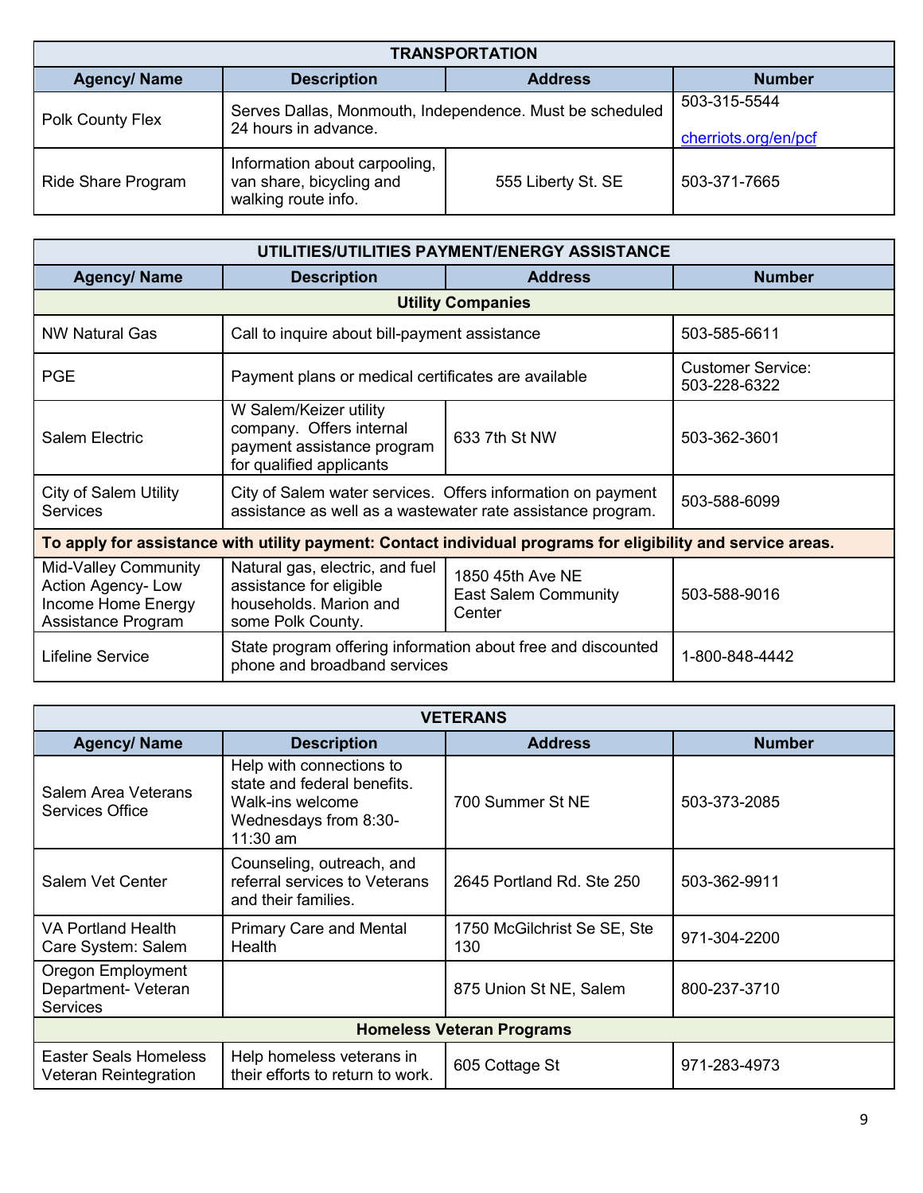| TRANSPORTATION | | | |
|---|---|---|---|
| **Agency/ Name** | **Description** | **Address** | **Number** |
| Polk County Flex | Serves Dallas, Monmouth, Independence. Must be scheduled 24 hours in advance. | | 503-315-5544<br><br>cherriots.org/en/pcf |
| Ride Share Program | Information about carpooling, van share, bicycling and walking route info. | 555 Liberty St. SE | 503-371-7665 |

| UTILITIES/UTILITIES PAYMENT/ENERGY ASSISTANCE | | | |
|---|---|---|---|
| **Agency/ Name** | **Description** | **Address** | **Number** |
| **Utility Companies** | | | |
| NW Natural Gas | Call to inquire about bill-payment assistance | | 503-585-6611 |
| PGE | Payment plans or medical certificates are available | | Customer Service: 503-228-6322 |
| Salem Electric | W Salem/Keizer utility company. Offers internal payment assistance program for qualified applicants | 633 7th St NW | 503-362-3601 |
| City of Salem Utility Services | City of Salem water services. Offers information on payment assistance as well as a wastewater rate assistance program. | | 503-588-6099 |
| **To apply for assistance with utility payment: Contact individual programs for eligibility and service areas.** | | | |
| Mid-Valley Community Action Agency- Low Income Home Energy Assistance Program | Natural gas, electric, and fuel assistance for eligible households. Marion and some Polk County. | 1850 45th Ave NE<br>East Salem Community Center | 503-588-9016 |
| Lifeline Service | State program offering information about free and discounted phone and broadband services | | 1-800-848-4442 |

| VETERANS | | | |
|---|---|---|---|
| **Agency/ Name** | **Description** | **Address** | **Number** |
| Salem Area Veterans Services Office | Help with connections to state and federal benefits. Walk-ins welcome Wednesdays from 8:30-11:30 am | 700 Summer St NE | 503-373-2085 |
| Salem Vet Center | Counseling, outreach, and referral services to Veterans and their families. | 2645 Portland Rd. Ste 250 | 503-362-9911 |
| VA Portland Health Care System: Salem | Primary Care and Mental Health | 1750 McGilchrist Se SE, Ste 130 | 971-304-2200 |
| Oregon Employment Department- Veteran Services | | 875 Union St NE, Salem | 800-237-3710 |
| **Homeless Veteran Programs** | | | |
| Easter Seals Homeless Veteran Reintegration | Help homeless veterans in their efforts to return to work. | 605 Cottage St | 971-283-4973 |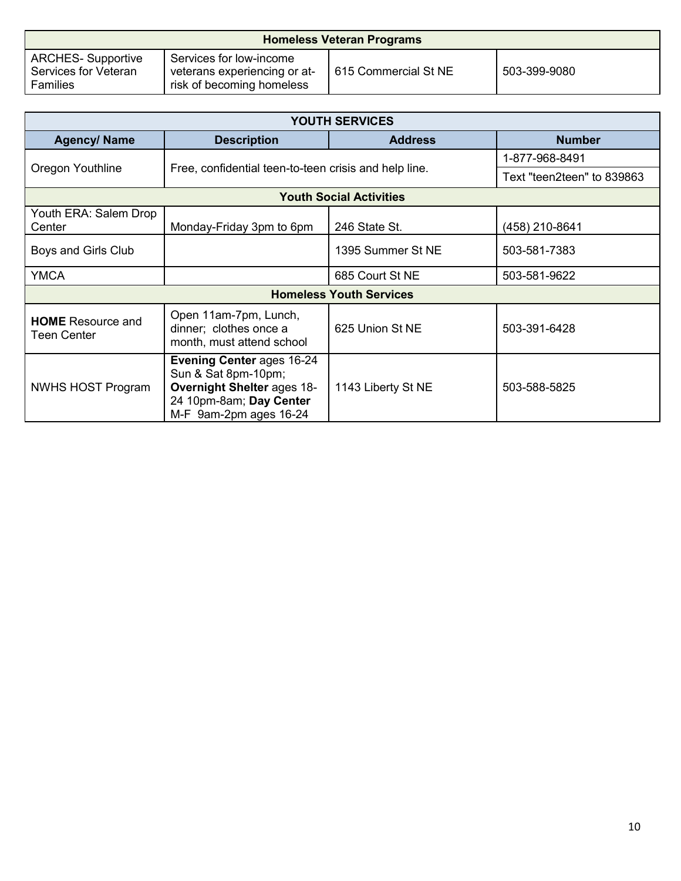| Homeless Veteran Programs | | | |
|---|---|---|---|
| ARCHES- Supportive Services for Veteran Families | Services for low-income veterans experiencing or at-risk of becoming homeless | 615 Commercial St NE | 503-399-9080 |

| YOUTH SERVICES | | | |
|---|---|---|---|
| **Agency/ Name** | **Description** | **Address** | **Number** |
| Oregon Youthline | Free, confidential teen-to-teen crisis and help line. | | 1-877-968-8491<br>Text "teen2teen" to 839863 |
| **Youth Social Activities** | | | |
| Youth ERA: Salem Drop Center | Monday-Friday 3pm to 6pm | 246 State St. | (458) 210-8641 |
| Boys and Girls Club | | 1395 Summer St NE | 503-581-7383 |
| YMCA | | 685 Court St NE | 503-581-9622 |
| **Homeless Youth Services** | | | |
| **HOME** Resource and Teen Center | Open 11am-7pm, Lunch, dinner; clothes once a month, must attend school | 625 Union St NE | 503-391-6428 |
| NWHS HOST Program | **Evening Center** ages 16-24 Sun & Sat 8pm-10pm; **Overnight Shelter** ages 18-24 10pm-8am; **Day Center** M-F 9am-2pm ages 16-24 | 1143 Liberty St NE | 503-588-5825 |